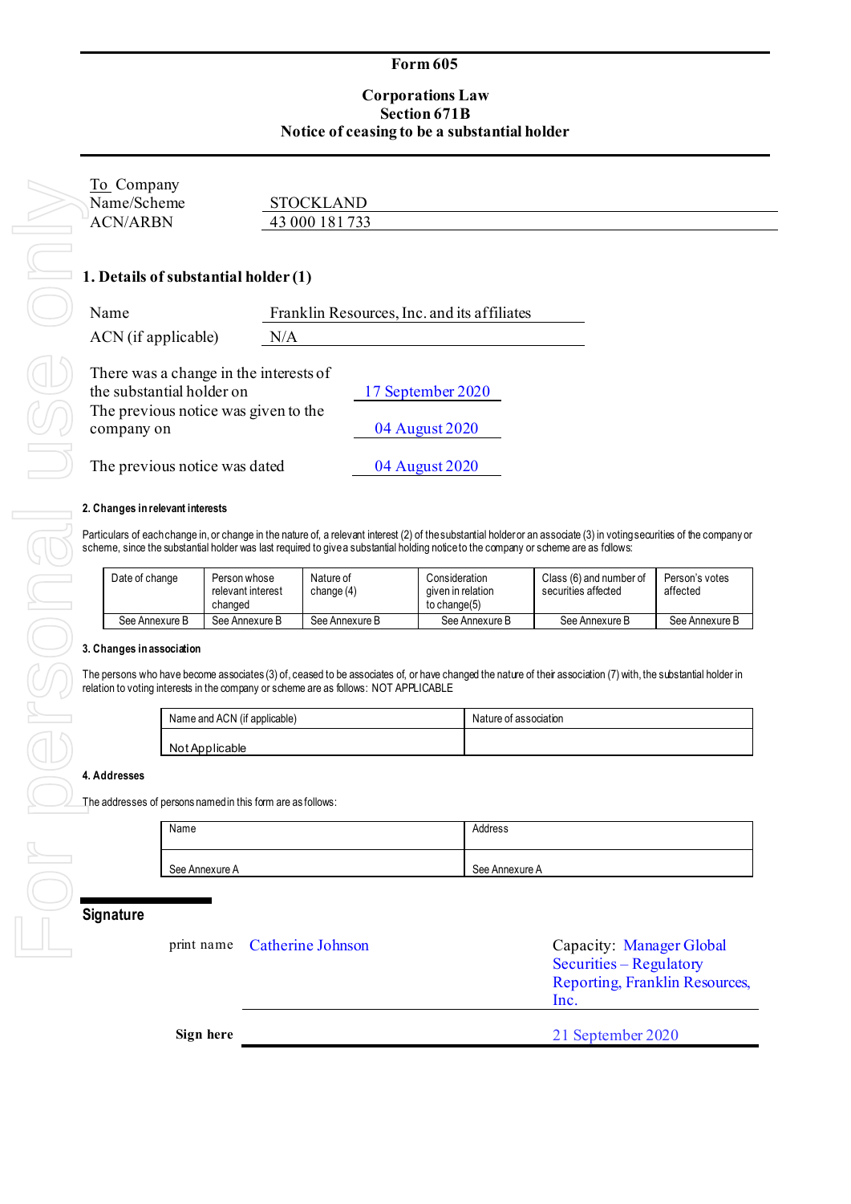# Form 605

## Corporations Law
## Section 671B
## Notice of ceasing to be a substantial holder

To Company Name/Scheme: STOCKLAND

ACN/ARBN: 43 000 181 733

### 1. Details of substantial holder (1)

Name: Franklin Resources, Inc. and its affiliates

ACN (if applicable): N/A

There was a change in the interests of the substantial holder on: 17 September 2020

The previous notice was given to the company on: 04 August 2020

The previous notice was dated: 04 August 2020

### 2. Changes in relevant interests

Particulars of each change in, or change in the nature of, a relevant interest (2) of the substantial holder or an associate (3) in voting securities of the company or scheme, since the substantial holder was last required to give a substantial holding notice to the company or scheme are as follows:

| Date of change | Person whose relevant interest changed | Nature of change (4) | Consideration given in relation to change(5) | Class (6) and number of securities affected | Person's votes affected |
|---|---|---|---|---|---|
| See Annexure B | See Annexure B | See Annexure B | See Annexure B | See Annexure B | See Annexure B |

### 3. Changes in association

The persons who have become associates (3) of, ceased to be associates of, or have changed the nature of their association (7) with, the substantial holder in relation to voting interests in the company or scheme are as follows: NOT APPLICABLE

| Name and ACN (if applicable) | Nature of association |
|---|---|
| Not Applicable | |

### 4. Addresses

The addresses of persons named in this form are as follows:

| Name | Address |
|---|---|
| See Annexure A | See Annexure A |

## Signature

print name: Catherine Johnson

Capacity: Manager Global Securities – Regulatory Reporting, Franklin Resources, Inc.

Sign here

21 September 2020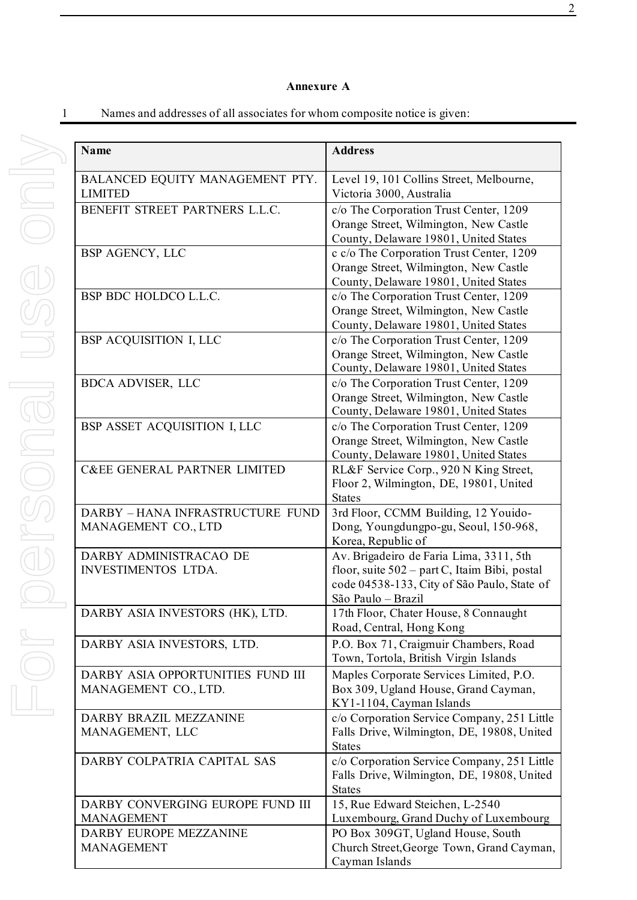**Annexure A**

1 Names and addresses of all associates for whom composite notice is given:

| Name | Address |
|---|---|
| BALANCED EQUITY MANAGEMENT PTY. LIMITED | Level 19, 101 Collins Street, Melbourne, Victoria 3000, Australia |
| BENEFIT STREET PARTNERS L.L.C. | c/o The Corporation Trust Center, 1209 Orange Street, Wilmington, New Castle County, Delaware 19801, United States |
| BSP AGENCY, LLC | c c/o The Corporation Trust Center, 1209 Orange Street, Wilmington, New Castle County, Delaware 19801, United States |
| BSP BDC HOLDCO L.L.C. | c/o The Corporation Trust Center, 1209 Orange Street, Wilmington, New Castle County, Delaware 19801, United States |
| BSP ACQUISITION I, LLC | c/o The Corporation Trust Center, 1209 Orange Street, Wilmington, New Castle County, Delaware 19801, United States |
| BDCA ADVISER, LLC | c/o The Corporation Trust Center, 1209 Orange Street, Wilmington, New Castle County, Delaware 19801, United States |
| BSP ASSET ACQUISITION I, LLC | c/o The Corporation Trust Center, 1209 Orange Street, Wilmington, New Castle County, Delaware 19801, United States |
| C&EE GENERAL PARTNER LIMITED | RL&F Service Corp., 920 N King Street, Floor 2, Wilmington, DE, 19801, United States |
| DARBY – HANA INFRASTRUCTURE FUND MANAGEMENT CO., LTD | 3rd Floor, CCMM Building, 12 Youido-Dong, Youngdungpo-gu, Seoul, 150-968, Korea, Republic of |
| DARBY ADMINISTRACAO DE INVESTIMENTOS LTDA. | Av. Brigadeiro de Faria Lima, 3311, 5th floor, suite 502 – part C, Itaim Bibi, postal code 04538-133, City of São Paulo, State of São Paulo – Brazil |
| DARBY ASIA INVESTORS (HK), LTD. | 17th Floor, Chater House, 8 Connaught Road, Central, Hong Kong |
| DARBY ASIA INVESTORS, LTD. | P.O. Box 71, Craigmuir Chambers, Road Town, Tortola, British Virgin Islands |
| DARBY ASIA OPPORTUNITIES FUND III MANAGEMENT CO., LTD. | Maples Corporate Services Limited, P.O. Box 309, Ugland House, Grand Cayman, KY1-1104, Cayman Islands |
| DARBY BRAZIL MEZZANINE MANAGEMENT, LLC | c/o Corporation Service Company, 251 Little Falls Drive, Wilmington, DE, 19808, United States |
| DARBY COLPATRIA CAPITAL SAS | c/o Corporation Service Company, 251 Little Falls Drive, Wilmington, DE, 19808, United States |
| DARBY CONVERGING EUROPE FUND III MANAGEMENT | 15, Rue Edward Steichen, L-2540 Luxembourg, Grand Duchy of Luxembourg |
| DARBY EUROPE MEZZANINE MANAGEMENT | PO Box 309GT, Ugland House, South Church Street,George Town, Grand Cayman, Cayman Islands |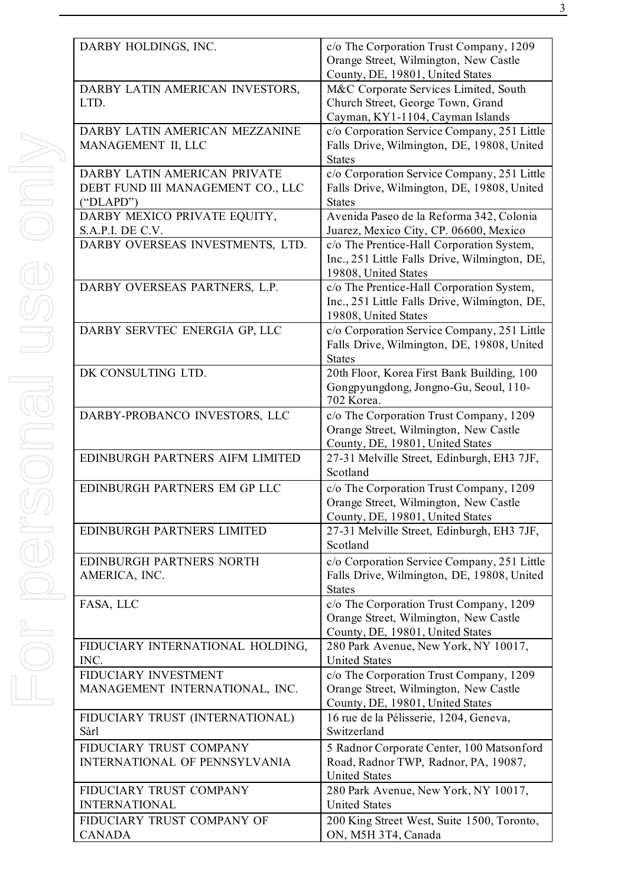| | |
|---|---|
| DARBY HOLDINGS, INC. | c/o The Corporation Trust Company, 1209 Orange Street, Wilmington, New Castle County, DE, 19801, United States |
| DARBY LATIN AMERICAN INVESTORS, LTD. | M&C Corporate Services Limited, South Church Street, George Town, Grand Cayman, KY1-1104, Cayman Islands |
| DARBY LATIN AMERICAN MEZZANINE MANAGEMENT II, LLC | c/o Corporation Service Company, 251 Little Falls Drive, Wilmington, DE, 19808, United States |
| DARBY LATIN AMERICAN PRIVATE DEBT FUND III MANAGEMENT CO., LLC ("DLAPD") | c/o Corporation Service Company, 251 Little Falls Drive, Wilmington, DE, 19808, United States |
| DARBY MEXICO PRIVATE EQUITY, S.A.P.I. DE C.V. | Avenida Paseo de la Reforma 342, Colonia Juarez, Mexico City, CP. 06600, Mexico |
| DARBY OVERSEAS INVESTMENTS, LTD. | c/o The Prentice-Hall Corporation System, Inc., 251 Little Falls Drive, Wilmington, DE, 19808, United States |
| DARBY OVERSEAS PARTNERS, L.P. | c/o The Prentice-Hall Corporation System, Inc., 251 Little Falls Drive, Wilmington, DE, 19808, United States |
| DARBY SERVTEC ENERGIA GP, LLC | c/o Corporation Service Company, 251 Little Falls Drive, Wilmington, DE, 19808, United States |
| DK CONSULTING LTD. | 20th Floor, Korea First Bank Building, 100 Gongpyungdong, Jongno-Gu, Seoul, 110-702 Korea. |
| DARBY-PROBANCO INVESTORS, LLC | c/o The Corporation Trust Company, 1209 Orange Street, Wilmington, New Castle County, DE, 19801, United States |
| EDINBURGH PARTNERS AIFM LIMITED | 27-31 Melville Street, Edinburgh, EH3 7JF, Scotland |
| EDINBURGH PARTNERS EM GP LLC | c/o The Corporation Trust Company, 1209 Orange Street, Wilmington, New Castle County, DE, 19801, United States |
| EDINBURGH PARTNERS LIMITED | 27-31 Melville Street, Edinburgh, EH3 7JF, Scotland |
| EDINBURGH PARTNERS NORTH AMERICA, INC. | c/o Corporation Service Company, 251 Little Falls Drive, Wilmington, DE, 19808, United States |
| FASA, LLC | c/o The Corporation Trust Company, 1209 Orange Street, Wilmington, New Castle County, DE, 19801, United States |
| FIDUCIARY INTERNATIONAL HOLDING, INC. | 280 Park Avenue, New York, NY 10017, United States |
| FIDUCIARY INVESTMENT MANAGEMENT INTERNATIONAL, INC. | c/o The Corporation Trust Company, 1209 Orange Street, Wilmington, New Castle County, DE, 19801, United States |
| FIDUCIARY TRUST (INTERNATIONAL) Sàrl | 16 rue de la Pélisserie, 1204, Geneva, Switzerland |
| FIDUCIARY TRUST COMPANY INTERNATIONAL OF PENNSYLVANIA | 5 Radnor Corporate Center, 100 Matsonford Road, Radnor TWP, Radnor, PA, 19087, United States |
| FIDUCIARY TRUST COMPANY INTERNATIONAL | 280 Park Avenue, New York, NY 10017, United States |
| FIDUCIARY TRUST COMPANY OF CANADA | 200 King Street West, Suite 1500, Toronto, ON, M5H 3T4, Canada |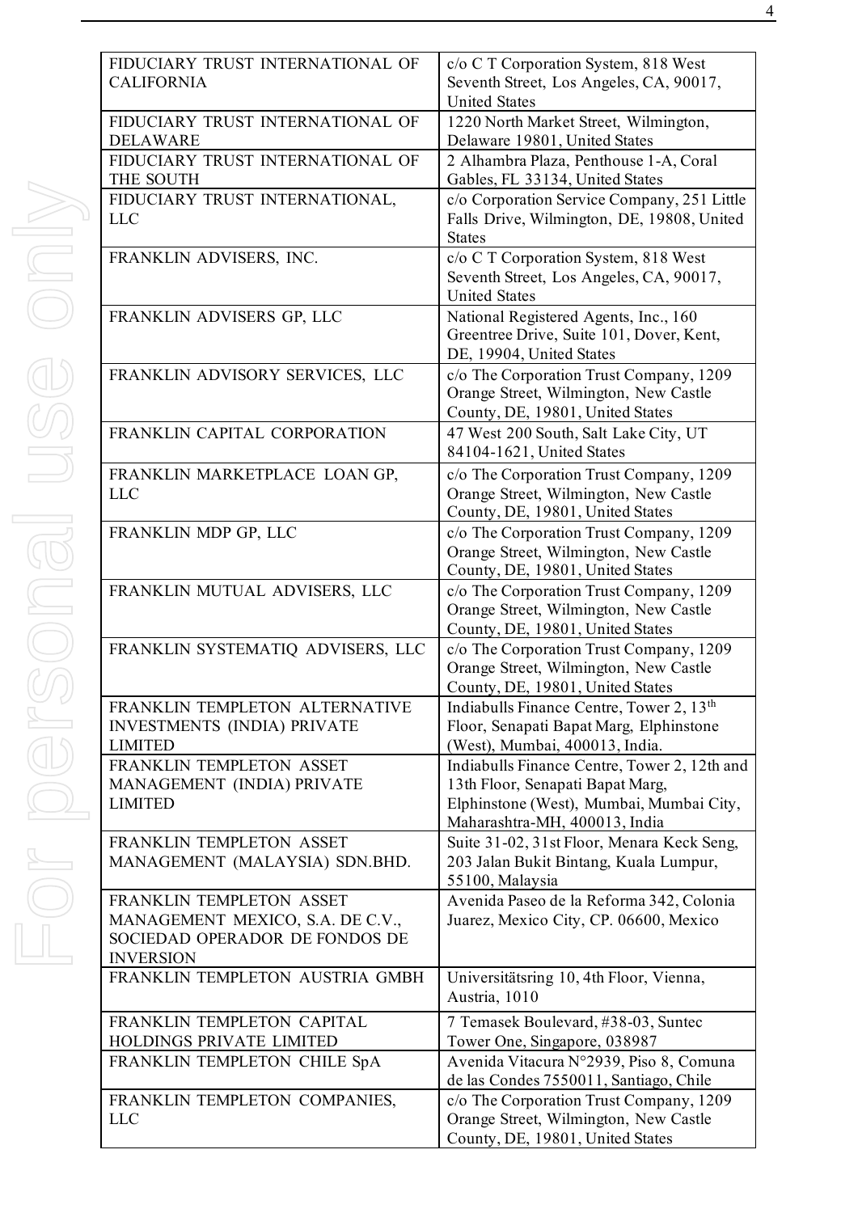| | |
|---|---|
| FIDUCIARY TRUST INTERNATIONAL OF CALIFORNIA | c/o C T Corporation System, 818 West Seventh Street, Los Angeles, CA, 90017, United States |
| FIDUCIARY TRUST INTERNATIONAL OF DELAWARE | 1220 North Market Street, Wilmington, Delaware 19801, United States |
| FIDUCIARY TRUST INTERNATIONAL OF THE SOUTH | 2 Alhambra Plaza, Penthouse 1-A, Coral Gables, FL 33134, United States |
| FIDUCIARY TRUST INTERNATIONAL, LLC | c/o Corporation Service Company, 251 Little Falls Drive, Wilmington, DE, 19808, United States |
| FRANKLIN ADVISERS, INC. | c/o C T Corporation System, 818 West Seventh Street, Los Angeles, CA, 90017, United States |
| FRANKLIN ADVISERS GP, LLC | National Registered Agents, Inc., 160 Greentree Drive, Suite 101, Dover, Kent, DE, 19904, United States |
| FRANKLIN ADVISORY SERVICES, LLC | c/o The Corporation Trust Company, 1209 Orange Street, Wilmington, New Castle County, DE, 19801, United States |
| FRANKLIN CAPITAL CORPORATION | 47 West 200 South, Salt Lake City, UT 84104-1621, United States |
| FRANKLIN MARKETPLACE LOAN GP, LLC | c/o The Corporation Trust Company, 1209 Orange Street, Wilmington, New Castle County, DE, 19801, United States |
| FRANKLIN MDP GP, LLC | c/o The Corporation Trust Company, 1209 Orange Street, Wilmington, New Castle County, DE, 19801, United States |
| FRANKLIN MUTUAL ADVISERS, LLC | c/o The Corporation Trust Company, 1209 Orange Street, Wilmington, New Castle County, DE, 19801, United States |
| FRANKLIN SYSTEMATIQ ADVISERS, LLC | c/o The Corporation Trust Company, 1209 Orange Street, Wilmington, New Castle County, DE, 19801, United States |
| FRANKLIN TEMPLETON ALTERNATIVE INVESTMENTS (INDIA) PRIVATE LIMITED | Indiabulls Finance Centre, Tower 2, 13th Floor, Senapati Bapat Marg, Elphinstone (West), Mumbai, 400013, India. |
| FRANKLIN TEMPLETON ASSET MANAGEMENT (INDIA) PRIVATE LIMITED | Indiabulls Finance Centre, Tower 2, 12th and 13th Floor, Senapati Bapat Marg, Elphinstone (West), Mumbai, Mumbai City, Maharashtra-MH, 400013, India |
| FRANKLIN TEMPLETON ASSET MANAGEMENT (MALAYSIA) SDN.BHD. | Suite 31-02, 31st Floor, Menara Keck Seng, 203 Jalan Bukit Bintang, Kuala Lumpur, 55100, Malaysia |
| FRANKLIN TEMPLETON ASSET MANAGEMENT MEXICO, S.A. DE C.V., SOCIEDAD OPERADOR DE FONDOS DE INVERSION | Avenida Paseo de la Reforma 342, Colonia Juarez, Mexico City, CP. 06600, Mexico |
| FRANKLIN TEMPLETON AUSTRIA GMBH | Universitätsring 10, 4th Floor, Vienna, Austria, 1010 |
| FRANKLIN TEMPLETON CAPITAL HOLDINGS PRIVATE LIMITED | 7 Temasek Boulevard, #38-03, Suntec Tower One, Singapore, 038987 |
| FRANKLIN TEMPLETON CHILE SpA | Avenida Vitacura N°2939, Piso 8, Comuna de las Condes 7550011, Santiago, Chile |
| FRANKLIN TEMPLETON COMPANIES, LLC | c/o The Corporation Trust Company, 1209 Orange Street, Wilmington, New Castle County, DE, 19801, United States |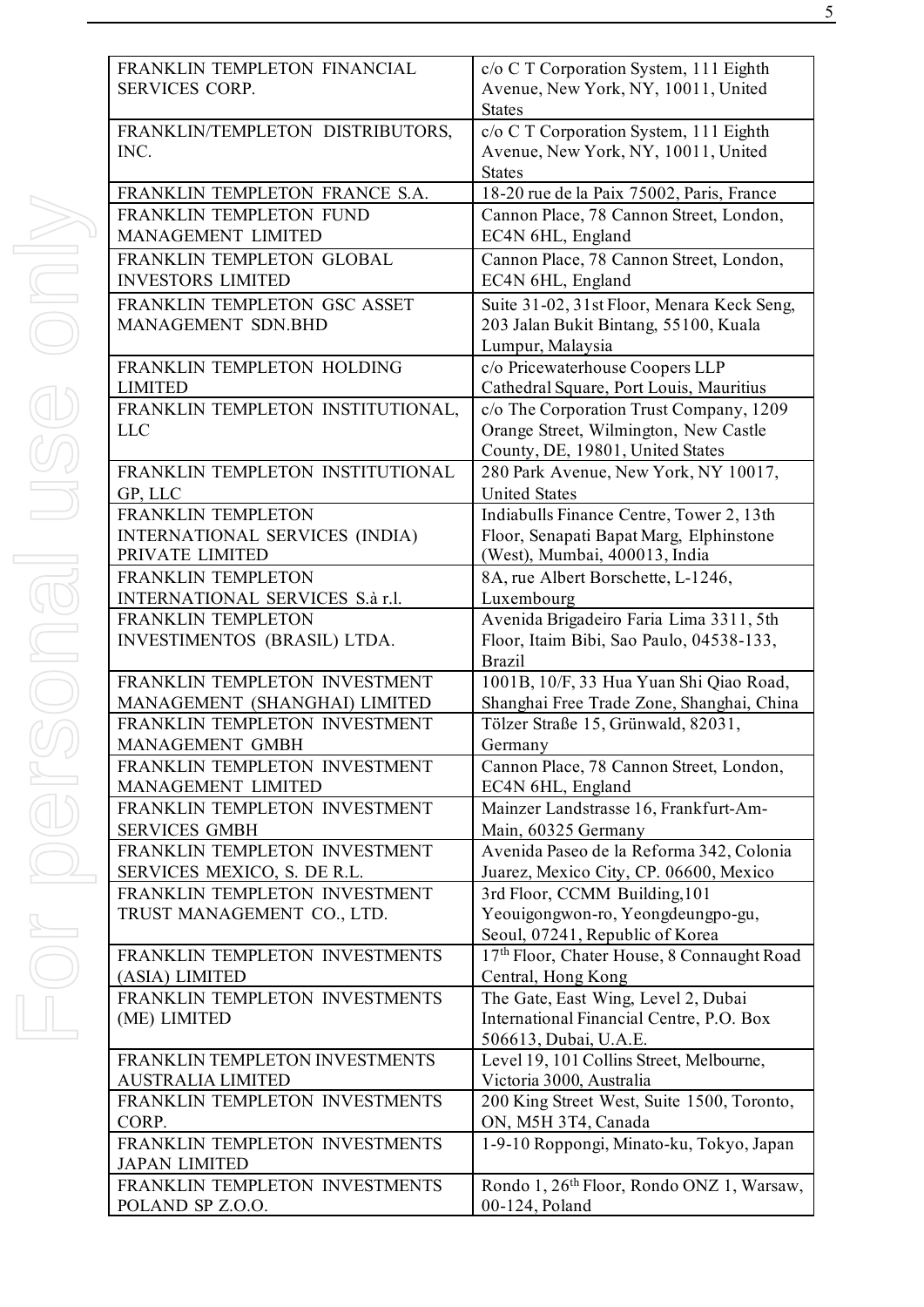| | |
|---|---|
| FRANKLIN TEMPLETON FINANCIAL SERVICES CORP. | c/o C T Corporation System, 111 Eighth Avenue, New York, NY, 10011, United States |
| FRANKLIN/TEMPLETON DISTRIBUTORS, INC. | c/o C T Corporation System, 111 Eighth Avenue, New York, NY, 10011, United States |
| FRANKLIN TEMPLETON FRANCE S.A. | 18-20 rue de la Paix 75002, Paris, France |
| FRANKLIN TEMPLETON FUND MANAGEMENT LIMITED | Cannon Place, 78 Cannon Street, London, EC4N 6HL, England |
| FRANKLIN TEMPLETON GLOBAL INVESTORS LIMITED | Cannon Place, 78 Cannon Street, London, EC4N 6HL, England |
| FRANKLIN TEMPLETON GSC ASSET MANAGEMENT SDN.BHD | Suite 31-02, 31st Floor, Menara Keck Seng, 203 Jalan Bukit Bintang, 55100, Kuala Lumpur, Malaysia |
| FRANKLIN TEMPLETON HOLDING LIMITED | c/o Pricewaterhouse Coopers LLP Cathedral Square, Port Louis, Mauritius |
| FRANKLIN TEMPLETON INSTITUTIONAL, LLC | c/o The Corporation Trust Company, 1209 Orange Street, Wilmington, New Castle County, DE, 19801, United States |
| FRANKLIN TEMPLETON INSTITUTIONAL GP, LLC | 280 Park Avenue, New York, NY 10017, United States |
| FRANKLIN TEMPLETON INTERNATIONAL SERVICES (INDIA) PRIVATE LIMITED | Indiabulls Finance Centre, Tower 2, 13th Floor, Senapati Bapat Marg, Elphinstone (West), Mumbai, 400013, India |
| FRANKLIN TEMPLETON INTERNATIONAL SERVICES S.à r.l. | 8A, rue Albert Borschette, L-1246, Luxembourg |
| FRANKLIN TEMPLETON INVESTIMENTOS (BRASIL) LTDA. | Avenida Brigadeiro Faria Lima 3311, 5th Floor, Itaim Bibi, Sao Paulo, 04538-133, Brazil |
| FRANKLIN TEMPLETON INVESTMENT MANAGEMENT (SHANGHAI) LIMITED | 1001B, 10/F, 33 Hua Yuan Shi Qiao Road, Shanghai Free Trade Zone, Shanghai, China |
| FRANKLIN TEMPLETON INVESTMENT MANAGEMENT GMBH | Tölzer Straße 15, Grünwald, 82031, Germany |
| FRANKLIN TEMPLETON INVESTMENT MANAGEMENT LIMITED | Cannon Place, 78 Cannon Street, London, EC4N 6HL, England |
| FRANKLIN TEMPLETON INVESTMENT SERVICES GMBH | Mainzer Landstrasse 16, Frankfurt-Am-Main, 60325 Germany |
| FRANKLIN TEMPLETON INVESTMENT SERVICES MEXICO, S. DE R.L. | Avenida Paseo de la Reforma 342, Colonia Juarez, Mexico City, CP. 06600, Mexico |
| FRANKLIN TEMPLETON INVESTMENT TRUST MANAGEMENT CO., LTD. | 3rd Floor, CCMM Building,101 Yeouigongwon-ro, Yeongdeungpo-gu, Seoul, 07241, Republic of Korea |
| FRANKLIN TEMPLETON INVESTMENTS (ASIA) LIMITED | 17th Floor, Chater House, 8 Connaught Road Central, Hong Kong |
| FRANKLIN TEMPLETON INVESTMENTS (ME) LIMITED | The Gate, East Wing, Level 2, Dubai International Financial Centre, P.O. Box 506613, Dubai, U.A.E. |
| FRANKLIN TEMPLETON INVESTMENTS AUSTRALIA LIMITED | Level 19, 101 Collins Street, Melbourne, Victoria 3000, Australia |
| FRANKLIN TEMPLETON INVESTMENTS CORP. | 200 King Street West, Suite 1500, Toronto, ON, M5H 3T4, Canada |
| FRANKLIN TEMPLETON INVESTMENTS JAPAN LIMITED | 1-9-10 Roppongi, Minato-ku, Tokyo, Japan |
| FRANKLIN TEMPLETON INVESTMENTS POLAND SP Z.O.O. | Rondo 1, 26th Floor, Rondo ONZ 1, Warsaw, 00-124, Poland |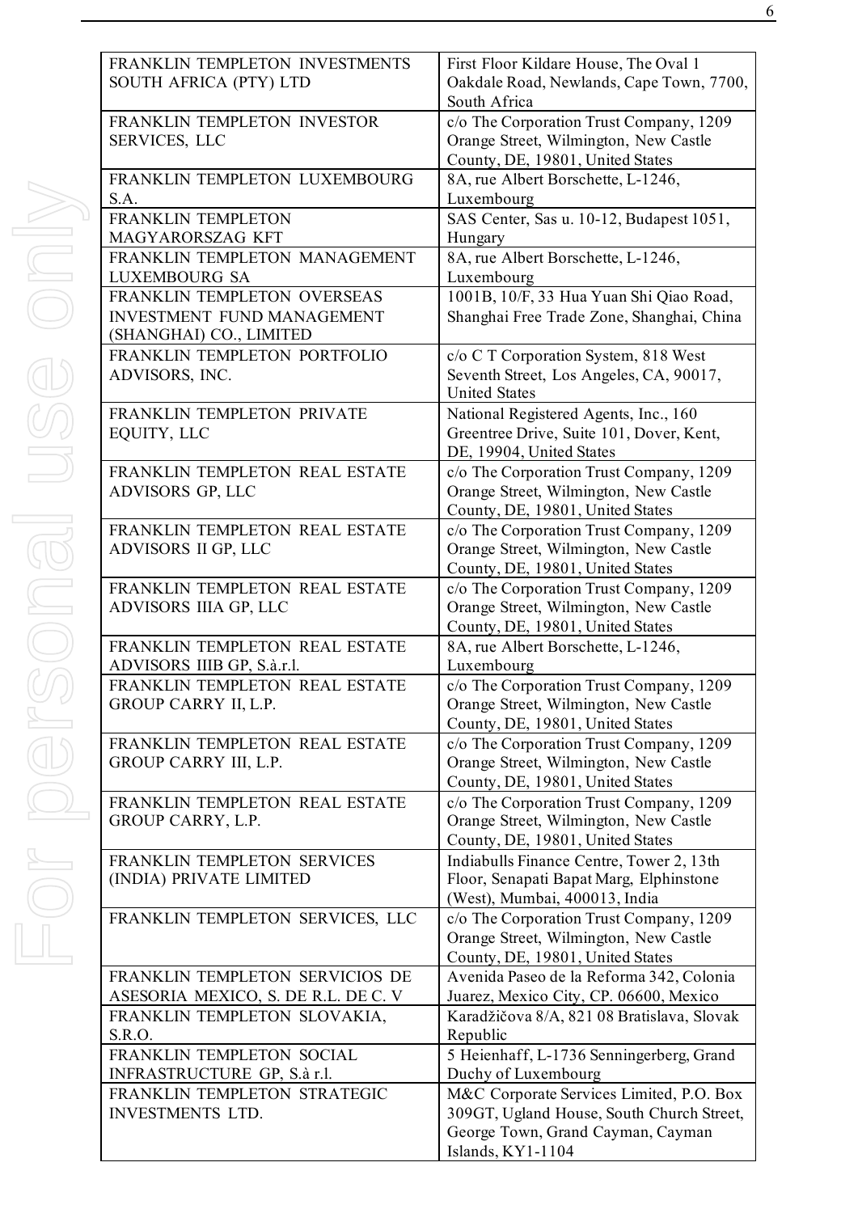| | |
|---|---|
| FRANKLIN TEMPLETON INVESTMENTS SOUTH AFRICA (PTY) LTD | First Floor Kildare House, The Oval 1 Oakdale Road, Newlands, Cape Town, 7700, South Africa |
| FRANKLIN TEMPLETON INVESTOR SERVICES, LLC | c/o The Corporation Trust Company, 1209 Orange Street, Wilmington, New Castle County, DE, 19801, United States |
| FRANKLIN TEMPLETON LUXEMBOURG S.A. | 8A, rue Albert Borschette, L-1246, Luxembourg |
| FRANKLIN TEMPLETON MAGYARORSZAG KFT | SAS Center, Sas u. 10-12, Budapest 1051, Hungary |
| FRANKLIN TEMPLETON MANAGEMENT LUXEMBOURG SA | 8A, rue Albert Borschette, L-1246, Luxembourg |
| FRANKLIN TEMPLETON OVERSEAS INVESTMENT FUND MANAGEMENT (SHANGHAI) CO., LIMITED | 1001B, 10/F, 33 Hua Yuan Shi Qiao Road, Shanghai Free Trade Zone, Shanghai, China |
| FRANKLIN TEMPLETON PORTFOLIO ADVISORS, INC. | c/o C T Corporation System, 818 West Seventh Street, Los Angeles, CA, 90017, United States |
| FRANKLIN TEMPLETON PRIVATE EQUITY, LLC | National Registered Agents, Inc., 160 Greentree Drive, Suite 101, Dover, Kent, DE, 19904, United States |
| FRANKLIN TEMPLETON REAL ESTATE ADVISORS GP, LLC | c/o The Corporation Trust Company, 1209 Orange Street, Wilmington, New Castle County, DE, 19801, United States |
| FRANKLIN TEMPLETON REAL ESTATE ADVISORS II GP, LLC | c/o The Corporation Trust Company, 1209 Orange Street, Wilmington, New Castle County, DE, 19801, United States |
| FRANKLIN TEMPLETON REAL ESTATE ADVISORS IIIA GP, LLC | c/o The Corporation Trust Company, 1209 Orange Street, Wilmington, New Castle County, DE, 19801, United States |
| FRANKLIN TEMPLETON REAL ESTATE ADVISORS IIIB GP, S.à.r.l. | 8A, rue Albert Borschette, L-1246, Luxembourg |
| FRANKLIN TEMPLETON REAL ESTATE GROUP CARRY II, L.P. | c/o The Corporation Trust Company, 1209 Orange Street, Wilmington, New Castle County, DE, 19801, United States |
| FRANKLIN TEMPLETON REAL ESTATE GROUP CARRY III, L.P. | c/o The Corporation Trust Company, 1209 Orange Street, Wilmington, New Castle County, DE, 19801, United States |
| FRANKLIN TEMPLETON REAL ESTATE GROUP CARRY, L.P. | c/o The Corporation Trust Company, 1209 Orange Street, Wilmington, New Castle County, DE, 19801, United States |
| FRANKLIN TEMPLETON SERVICES (INDIA) PRIVATE LIMITED | Indiabulls Finance Centre, Tower 2, 13th Floor, Senapati Bapat Marg, Elphinstone (West), Mumbai, 400013, India |
| FRANKLIN TEMPLETON SERVICES, LLC | c/o The Corporation Trust Company, 1209 Orange Street, Wilmington, New Castle County, DE, 19801, United States |
| FRANKLIN TEMPLETON SERVICIOS DE ASESORIA MEXICO, S. DE R.L. DE C. V | Avenida Paseo de la Reforma 342, Colonia Juarez, Mexico City, CP. 06600, Mexico |
| FRANKLIN TEMPLETON SLOVAKIA, S.R.O. | Karadžičova 8/A, 821 08 Bratislava, Slovak Republic |
| FRANKLIN TEMPLETON SOCIAL INFRASTRUCTURE GP, S.à r.l. | 5 Heienhaff, L-1736 Senningerberg, Grand Duchy of Luxembourg |
| FRANKLIN TEMPLETON STRATEGIC INVESTMENTS LTD. | M&C Corporate Services Limited, P.O. Box 309GT, Ugland House, South Church Street, George Town, Grand Cayman, Cayman Islands, KY1-1104 |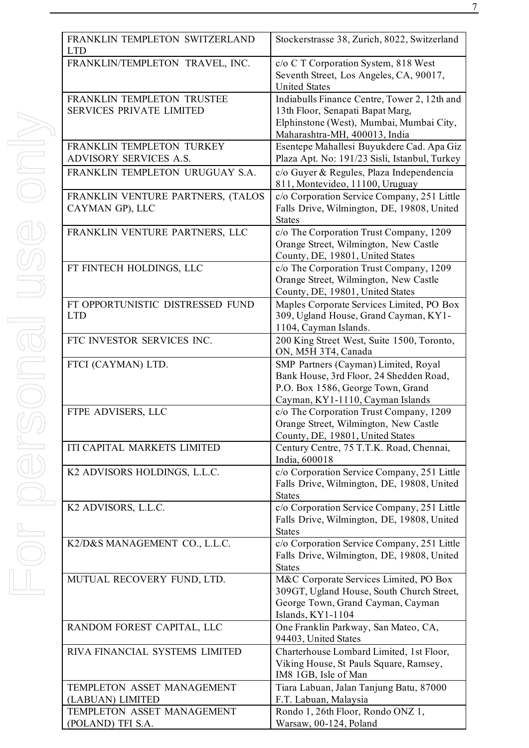| FRANKLIN TEMPLETON SWITZERLAND LTD | Stockerstrasse 38, Zurich, 8022, Switzerland |
|---|---|
| FRANKLIN/TEMPLETON TRAVEL, INC. | c/o C T Corporation System, 818 West Seventh Street, Los Angeles, CA, 90017, United States |
| FRANKLIN TEMPLETON TRUSTEE SERVICES PRIVATE LIMITED | Indiabulls Finance Centre, Tower 2, 12th and 13th Floor, Senapati Bapat Marg, Elphinstone (West), Mumbai, Mumbai City, Maharashtra-MH, 400013, India |
| FRANKLIN TEMPLETON TURKEY ADVISORY SERVICES A.S. | Esentepe Mahallesi Buyukdere Cad. Apa Giz Plaza Apt. No: 191/23 Sisli, Istanbul, Turkey |
| FRANKLIN TEMPLETON URUGUAY S.A. | c/o Guyer & Regules, Plaza Independencia 811, Montevideo, 11100, Uruguay |
| FRANKLIN VENTURE PARTNERS, (TALOS CAYMAN GP), LLC | c/o Corporation Service Company, 251 Little Falls Drive, Wilmington, DE, 19808, United States |
| FRANKLIN VENTURE PARTNERS, LLC | c/o The Corporation Trust Company, 1209 Orange Street, Wilmington, New Castle County, DE, 19801, United States |
| FT FINTECH HOLDINGS, LLC | c/o The Corporation Trust Company, 1209 Orange Street, Wilmington, New Castle County, DE, 19801, United States |
| FT OPPORTUNISTIC DISTRESSED FUND LTD | Maples Corporate Services Limited, PO Box 309, Ugland House, Grand Cayman, KY1-1104, Cayman Islands. |
| FTC INVESTOR SERVICES INC. | 200 King Street West, Suite 1500, Toronto, ON, M5H 3T4, Canada |
| FTCI (CAYMAN) LTD. | SMP Partners (Cayman) Limited, Royal Bank House, 3rd Floor, 24 Shedden Road, P.O. Box 1586, George Town, Grand Cayman, KY1-1110, Cayman Islands |
| FTPE ADVISERS, LLC | c/o The Corporation Trust Company, 1209 Orange Street, Wilmington, New Castle County, DE, 19801, United States |
| ITI CAPITAL MARKETS LIMITED | Century Centre, 75 T.T.K. Road, Chennai, India, 600018 |
| K2 ADVISORS HOLDINGS, L.L.C. | c/o Corporation Service Company, 251 Little Falls Drive, Wilmington, DE, 19808, United States |
| K2 ADVISORS, L.L.C. | c/o Corporation Service Company, 251 Little Falls Drive, Wilmington, DE, 19808, United States |
| K2/D&S MANAGEMENT CO., L.L.C. | c/o Corporation Service Company, 251 Little Falls Drive, Wilmington, DE, 19808, United States |
| MUTUAL RECOVERY FUND, LTD. | M&C Corporate Services Limited, PO Box 309GT, Ugland House, South Church Street, George Town, Grand Cayman, Cayman Islands, KY1-1104 |
| RANDOM FOREST CAPITAL, LLC | One Franklin Parkway, San Mateo, CA, 94403, United States |
| RIVA FINANCIAL SYSTEMS LIMITED | Charterhouse Lombard Limited, 1st Floor, Viking House, St Pauls Square, Ramsey, IM8 1GB, Isle of Man |
| TEMPLETON ASSET MANAGEMENT (LABUAN) LIMITED | Tiara Labuan, Jalan Tanjung Batu, 87000 F.T. Labuan, Malaysia |
| TEMPLETON ASSET MANAGEMENT (POLAND) TFI S.A. | Rondo 1, 26th Floor, Rondo ONZ 1, Warsaw, 00-124, Poland |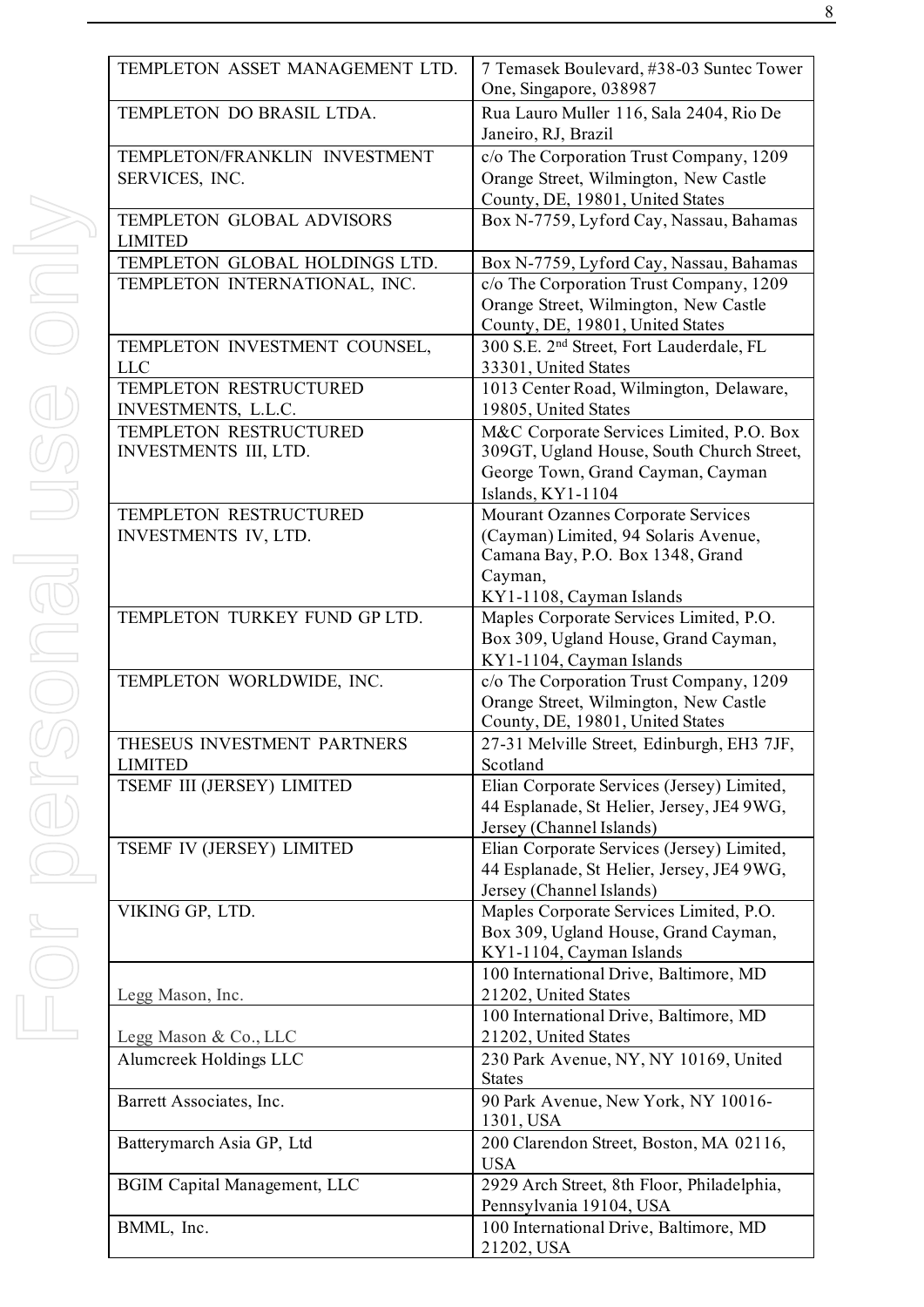| | |
|---|---|
| TEMPLETON ASSET MANAGEMENT LTD. | 7 Temasek Boulevard, #38-03 Suntec Tower One, Singapore, 038987 |
| TEMPLETON DO BRASIL LTDA. | Rua Lauro Muller 116, Sala 2404, Rio De Janeiro, RJ, Brazil |
| TEMPLETON/FRANKLIN INVESTMENT SERVICES, INC. | c/o The Corporation Trust Company, 1209 Orange Street, Wilmington, New Castle County, DE, 19801, United States |
| TEMPLETON GLOBAL ADVISORS LIMITED | Box N-7759, Lyford Cay, Nassau, Bahamas |
| TEMPLETON GLOBAL HOLDINGS LTD. | Box N-7759, Lyford Cay, Nassau, Bahamas |
| TEMPLETON INTERNATIONAL, INC. | c/o The Corporation Trust Company, 1209 Orange Street, Wilmington, New Castle County, DE, 19801, United States |
| TEMPLETON INVESTMENT COUNSEL, LLC | 300 S.E. 2nd Street, Fort Lauderdale, FL 33301, United States |
| TEMPLETON RESTRUCTURED INVESTMENTS, L.L.C. | 1013 Center Road, Wilmington, Delaware, 19805, United States |
| TEMPLETON RESTRUCTURED INVESTMENTS III, LTD. | M&C Corporate Services Limited, P.O. Box 309GT, Ugland House, South Church Street, George Town, Grand Cayman, Cayman Islands, KY1-1104 |
| TEMPLETON RESTRUCTURED INVESTMENTS IV, LTD. | Mourant Ozannes Corporate Services (Cayman) Limited, 94 Solaris Avenue, Camana Bay, P.O. Box 1348, Grand Cayman, KY1-1108, Cayman Islands |
| TEMPLETON TURKEY FUND GP LTD. | Maples Corporate Services Limited, P.O. Box 309, Ugland House, Grand Cayman, KY1-1104, Cayman Islands |
| TEMPLETON WORLDWIDE, INC. | c/o The Corporation Trust Company, 1209 Orange Street, Wilmington, New Castle County, DE, 19801, United States |
| THESEUS INVESTMENT PARTNERS LIMITED | 27-31 Melville Street, Edinburgh, EH3 7JF, Scotland |
| TSEMF III (JERSEY) LIMITED | Elian Corporate Services (Jersey) Limited, 44 Esplanade, St Helier, Jersey, JE4 9WG, Jersey (Channel Islands) |
| TSEMF IV (JERSEY) LIMITED | Elian Corporate Services (Jersey) Limited, 44 Esplanade, St Helier, Jersey, JE4 9WG, Jersey (Channel Islands) |
| VIKING GP, LTD. | Maples Corporate Services Limited, P.O. Box 309, Ugland House, Grand Cayman, KY1-1104, Cayman Islands |
| Legg Mason, Inc. | 100 International Drive, Baltimore, MD 21202, United States |
| Legg Mason & Co., LLC | 100 International Drive, Baltimore, MD 21202, United States |
| Alumcreek Holdings LLC | 230 Park Avenue, NY, NY 10169, United States |
| Barrett Associates, Inc. | 90 Park Avenue, New York, NY 10016-1301, USA |
| Batterymarch Asia GP, Ltd | 200 Clarendon Street, Boston, MA 02116, USA |
| BGIM Capital Management, LLC | 2929 Arch Street, 8th Floor, Philadelphia, Pennsylvania 19104, USA |
| BMML, Inc. | 100 International Drive, Baltimore, MD 21202, USA |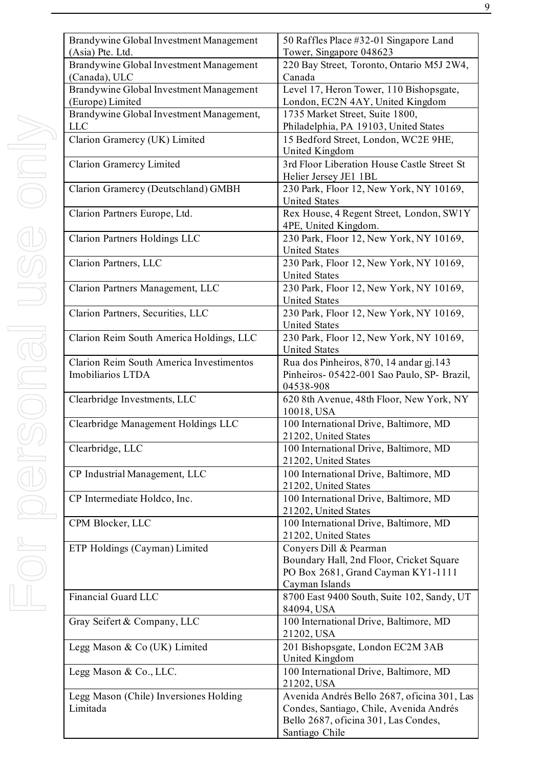| | |
|---|---|
| Brandywine Global Investment Management (Asia) Pte. Ltd. | 50 Raffles Place #32-01 Singapore Land Tower, Singapore 048623 |
| Brandywine Global Investment Management (Canada), ULC | 220 Bay Street, Toronto, Ontario M5J 2W4, Canada |
| Brandywine Global Investment Management (Europe) Limited | Level 17, Heron Tower, 110 Bishopsgate, London, EC2N 4AY, United Kingdom |
| Brandywine Global Investment Management, LLC | 1735 Market Street, Suite 1800, Philadelphia, PA 19103, United States |
| Clarion Gramercy (UK) Limited | 15 Bedford Street, London, WC2E 9HE, United Kingdom |
| Clarion Gramercy Limited | 3rd Floor Liberation House Castle Street St Helier Jersey JE1 1BL |
| Clarion Gramercy (Deutschland) GMBH | 230 Park, Floor 12, New York, NY 10169, United States |
| Clarion Partners Europe, Ltd. | Rex House, 4 Regent Street, London, SW1Y 4PE, United Kingdom. |
| Clarion Partners Holdings LLC | 230 Park, Floor 12, New York, NY 10169, United States |
| Clarion Partners, LLC | 230 Park, Floor 12, New York, NY 10169, United States |
| Clarion Partners Management, LLC | 230 Park, Floor 12, New York, NY 10169, United States |
| Clarion Partners, Securities, LLC | 230 Park, Floor 12, New York, NY 10169, United States |
| Clarion Reim South America Holdings, LLC | 230 Park, Floor 12, New York, NY 10169, United States |
| Clarion Reim South America Investimentos Imobiliarios LTDA | Rua dos Pinheiros, 870, 14 andar gj.143 Pinheiros- 05422-001 Sao Paulo, SP- Brazil, 04538-908 |
| Clearbridge Investments, LLC | 620 8th Avenue, 48th Floor, New York, NY 10018, USA |
| Clearbridge Management Holdings LLC | 100 International Drive, Baltimore, MD 21202, United States |
| Clearbridge, LLC | 100 International Drive, Baltimore, MD 21202, United States |
| CP Industrial Management, LLC | 100 International Drive, Baltimore, MD 21202, United States |
| CP Intermediate Holdco, Inc. | 100 International Drive, Baltimore, MD 21202, United States |
| CPM Blocker, LLC | 100 International Drive, Baltimore, MD 21202, United States |
| ETP Holdings (Cayman) Limited | Conyers Dill & Pearman Boundary Hall, 2nd Floor, Cricket Square PO Box 2681, Grand Cayman KY1-1111 Cayman Islands |
| Financial Guard LLC | 8700 East 9400 South, Suite 102, Sandy, UT 84094, USA |
| Gray Seifert & Company, LLC | 100 International Drive, Baltimore, MD 21202, USA |
| Legg Mason & Co (UK) Limited | 201 Bishopsgate, London EC2M 3AB United Kingdom |
| Legg Mason & Co., LLC. | 100 International Drive, Baltimore, MD 21202, USA |
| Legg Mason (Chile) Inversiones Holding Limitada | Avenida Andrés Bello 2687, oficina 301, Las Condes, Santiago, Chile, Avenida Andrés Bello 2687, oficina 301, Las Condes, Santiago Chile |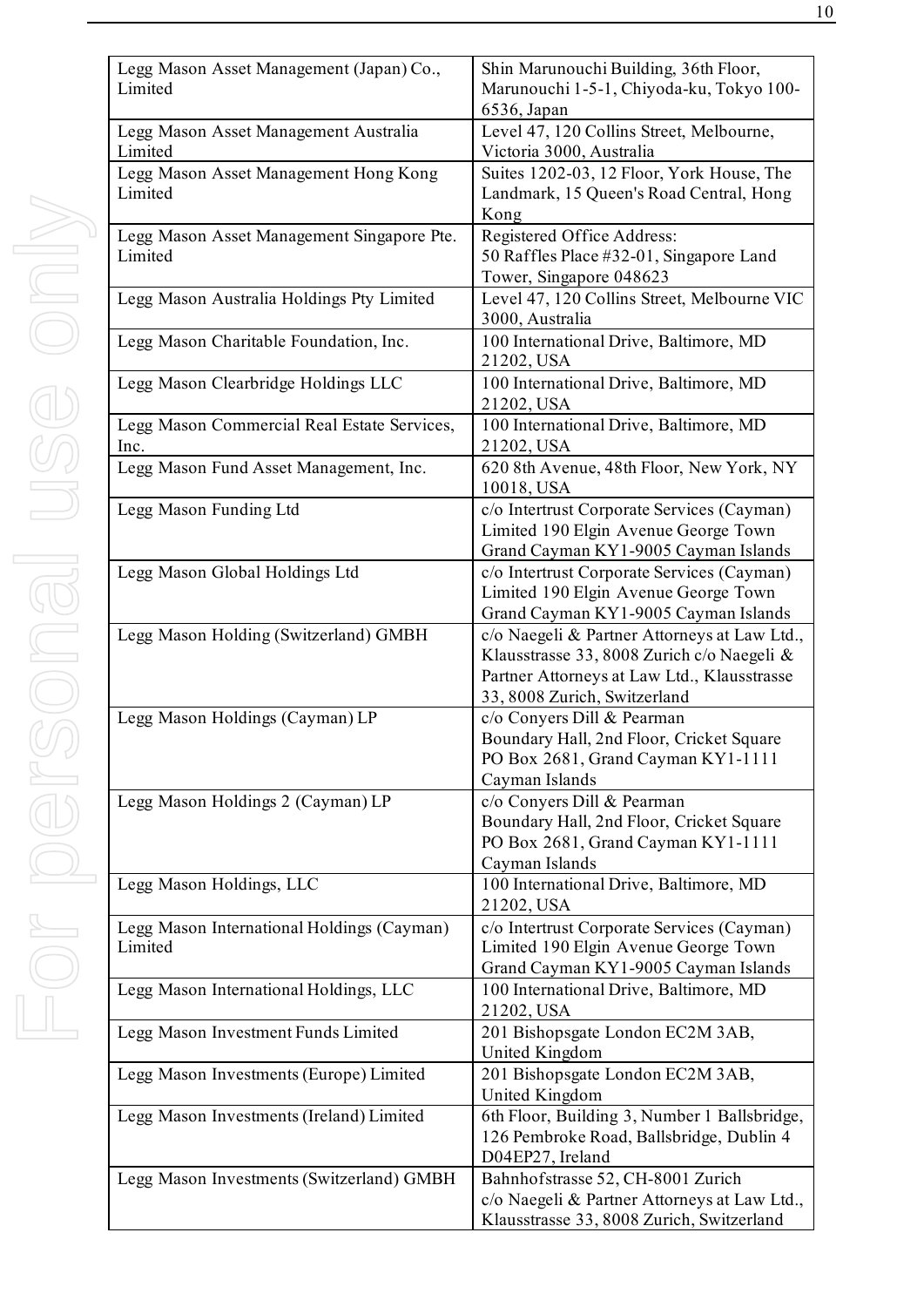| | |
|---|---|
| Legg Mason Asset Management (Japan) Co., Limited | Shin Marunouchi Building, 36th Floor, Marunouchi 1-5-1, Chiyoda-ku, Tokyo 100-6536, Japan |
| Legg Mason Asset Management Australia Limited | Level 47, 120 Collins Street, Melbourne, Victoria 3000, Australia |
| Legg Mason Asset Management Hong Kong Limited | Suites 1202-03, 12 Floor, York House, The Landmark, 15 Queen's Road Central, Hong Kong |
| Legg Mason Asset Management Singapore Pte. Limited | Registered Office Address: 50 Raffles Place #32-01, Singapore Land Tower, Singapore 048623 |
| Legg Mason Australia Holdings Pty Limited | Level 47, 120 Collins Street, Melbourne VIC 3000, Australia |
| Legg Mason Charitable Foundation, Inc. | 100 International Drive, Baltimore, MD 21202, USA |
| Legg Mason Clearbridge Holdings LLC | 100 International Drive, Baltimore, MD 21202, USA |
| Legg Mason Commercial Real Estate Services, Inc. | 100 International Drive, Baltimore, MD 21202, USA |
| Legg Mason Fund Asset Management, Inc. | 620 8th Avenue, 48th Floor, New York, NY 10018, USA |
| Legg Mason Funding Ltd | c/o Intertrust Corporate Services (Cayman) Limited 190 Elgin Avenue George Town Grand Cayman KY1-9005 Cayman Islands |
| Legg Mason Global Holdings Ltd | c/o Intertrust Corporate Services (Cayman) Limited 190 Elgin Avenue George Town Grand Cayman KY1-9005 Cayman Islands |
| Legg Mason Holding (Switzerland) GMBH | c/o Naegeli & Partner Attorneys at Law Ltd., Klausstrasse 33, 8008 Zurich c/o Naegeli & Partner Attorneys at Law Ltd., Klausstrasse 33, 8008 Zurich, Switzerland |
| Legg Mason Holdings (Cayman) LP | c/o Conyers Dill & Pearman Boundary Hall, 2nd Floor, Cricket Square PO Box 2681, Grand Cayman KY1-1111 Cayman Islands |
| Legg Mason Holdings 2 (Cayman) LP | c/o Conyers Dill & Pearman Boundary Hall, 2nd Floor, Cricket Square PO Box 2681, Grand Cayman KY1-1111 Cayman Islands |
| Legg Mason Holdings, LLC | 100 International Drive, Baltimore, MD 21202, USA |
| Legg Mason International Holdings (Cayman) Limited | c/o Intertrust Corporate Services (Cayman) Limited 190 Elgin Avenue George Town Grand Cayman KY1-9005 Cayman Islands |
| Legg Mason International Holdings, LLC | 100 International Drive, Baltimore, MD 21202, USA |
| Legg Mason Investment Funds Limited | 201 Bishopsgate London EC2M 3AB, United Kingdom |
| Legg Mason Investments (Europe) Limited | 201 Bishopsgate London EC2M 3AB, United Kingdom |
| Legg Mason Investments (Ireland) Limited | 6th Floor, Building 3, Number 1 Ballsbridge, 126 Pembroke Road, Ballsbridge, Dublin 4 D04EP27, Ireland |
| Legg Mason Investments (Switzerland) GMBH | Bahnhofstrasse 52, CH-8001 Zurich c/o Naegeli & Partner Attorneys at Law Ltd., Klausstrasse 33, 8008 Zurich, Switzerland |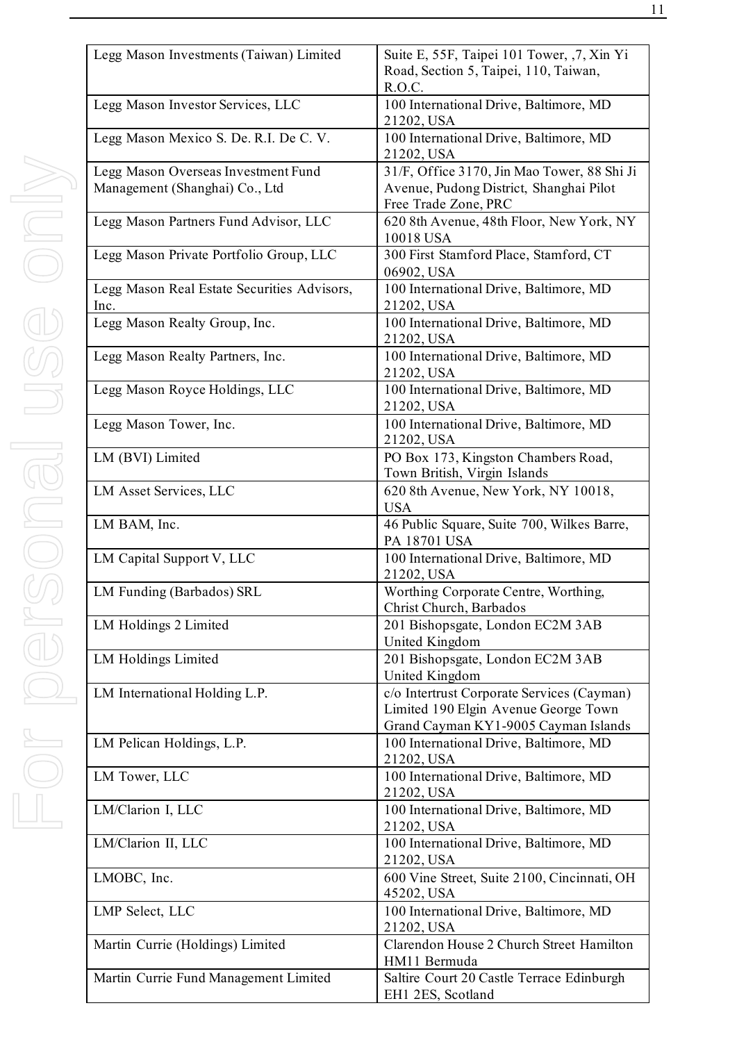| Legg Mason Investments (Taiwan) Limited | Suite E, 55F, Taipei 101 Tower, ,7, Xin Yi Road, Section 5, Taipei, 110, Taiwan, R.O.C. |
|---|---|
| Legg Mason Investor Services, LLC | 100 International Drive, Baltimore, MD 21202, USA |
| Legg Mason Mexico S. De. R.I. De C. V. | 100 International Drive, Baltimore, MD 21202, USA |
| Legg Mason Overseas Investment Fund Management (Shanghai) Co., Ltd | 31/F, Office 3170, Jin Mao Tower, 88 Shi Ji Avenue, Pudong District, Shanghai Pilot Free Trade Zone, PRC |
| Legg Mason Partners Fund Advisor, LLC | 620 8th Avenue, 48th Floor, New York, NY 10018 USA |
| Legg Mason Private Portfolio Group, LLC | 300 First Stamford Place, Stamford, CT 06902, USA |
| Legg Mason Real Estate Securities Advisors, Inc. | 100 International Drive, Baltimore, MD 21202, USA |
| Legg Mason Realty Group, Inc. | 100 International Drive, Baltimore, MD 21202, USA |
| Legg Mason Realty Partners, Inc. | 100 International Drive, Baltimore, MD 21202, USA |
| Legg Mason Royce Holdings, LLC | 100 International Drive, Baltimore, MD 21202, USA |
| Legg Mason Tower, Inc. | 100 International Drive, Baltimore, MD 21202, USA |
| LM (BVI) Limited | PO Box 173, Kingston Chambers Road, Town British, Virgin Islands |
| LM Asset Services, LLC | 620 8th Avenue, New York, NY 10018, USA |
| LM BAM, Inc. | 46 Public Square, Suite 700, Wilkes Barre, PA 18701 USA |
| LM Capital Support V, LLC | 100 International Drive, Baltimore, MD 21202, USA |
| LM Funding (Barbados) SRL | Worthing Corporate Centre, Worthing, Christ Church, Barbados |
| LM Holdings 2 Limited | 201 Bishopsgate, London EC2M 3AB United Kingdom |
| LM Holdings Limited | 201 Bishopsgate, London EC2M 3AB United Kingdom |
| LM International Holding L.P. | c/o Intertrust Corporate Services (Cayman) Limited 190 Elgin Avenue George Town Grand Cayman KY1-9005 Cayman Islands |
| LM Pelican Holdings, L.P. | 100 International Drive, Baltimore, MD 21202, USA |
| LM Tower, LLC | 100 International Drive, Baltimore, MD 21202, USA |
| LM/Clarion I, LLC | 100 International Drive, Baltimore, MD 21202, USA |
| LM/Clarion II, LLC | 100 International Drive, Baltimore, MD 21202, USA |
| LMOBC, Inc. | 600 Vine Street, Suite 2100, Cincinnati, OH 45202, USA |
| LMP Select, LLC | 100 International Drive, Baltimore, MD 21202, USA |
| Martin Currie (Holdings) Limited | Clarendon House 2 Church Street Hamilton HM11 Bermuda |
| Martin Currie Fund Management Limited | Saltire Court 20 Castle Terrace Edinburgh EH1 2ES, Scotland |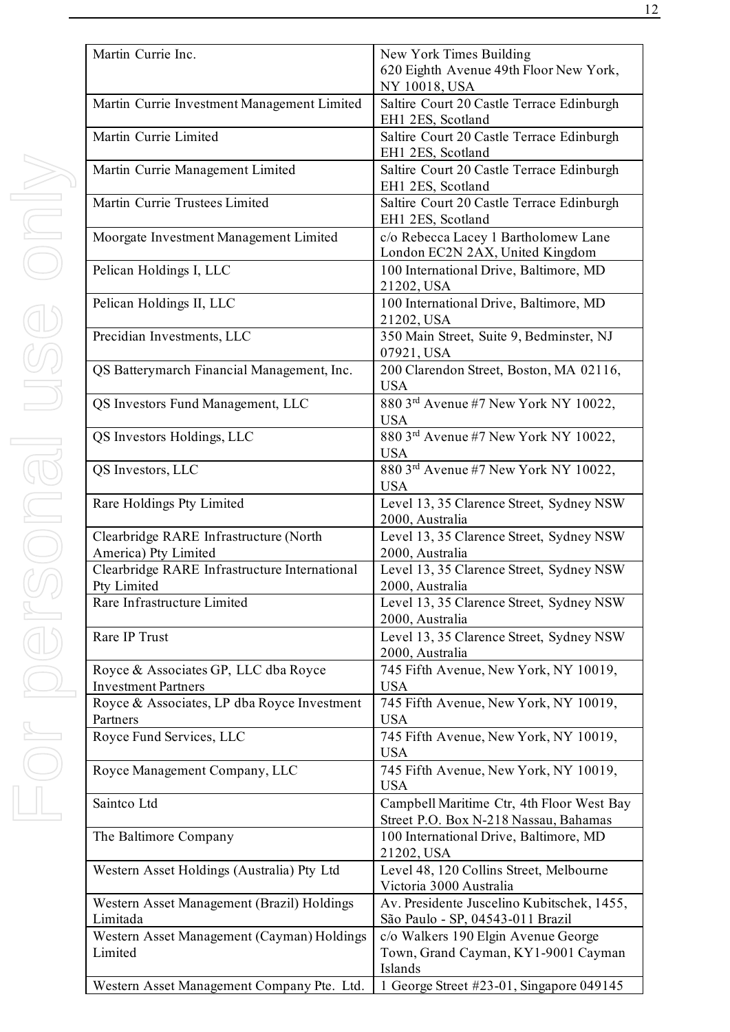| | |
|---|---|
| Martin Currie Inc. | New York Times Building 620 Eighth Avenue 49th Floor New York, NY 10018, USA |
| Martin Currie Investment Management Limited | Saltire Court 20 Castle Terrace Edinburgh EH1 2ES, Scotland |
| Martin Currie Limited | Saltire Court 20 Castle Terrace Edinburgh EH1 2ES, Scotland |
| Martin Currie Management Limited | Saltire Court 20 Castle Terrace Edinburgh EH1 2ES, Scotland |
| Martin Currie Trustees Limited | Saltire Court 20 Castle Terrace Edinburgh EH1 2ES, Scotland |
| Moorgate Investment Management Limited | c/o Rebecca Lacey 1 Bartholomew Lane London EC2N 2AX, United Kingdom |
| Pelican Holdings I, LLC | 100 International Drive, Baltimore, MD 21202, USA |
| Pelican Holdings II, LLC | 100 International Drive, Baltimore, MD 21202, USA |
| Precidian Investments, LLC | 350 Main Street, Suite 9, Bedminster, NJ 07921, USA |
| QS Batterymarch Financial Management, Inc. | 200 Clarendon Street, Boston, MA 02116, USA |
| QS Investors Fund Management, LLC | 880 3rd Avenue #7 New York NY 10022, USA |
| QS Investors Holdings, LLC | 880 3rd Avenue #7 New York NY 10022, USA |
| QS Investors, LLC | 880 3rd Avenue #7 New York NY 10022, USA |
| Rare Holdings Pty Limited | Level 13, 35 Clarence Street, Sydney NSW 2000, Australia |
| Clearbridge RARE Infrastructure (North America) Pty Limited | Level 13, 35 Clarence Street, Sydney NSW 2000, Australia |
| Clearbridge RARE Infrastructure International Pty Limited | Level 13, 35 Clarence Street, Sydney NSW 2000, Australia |
| Rare Infrastructure Limited | Level 13, 35 Clarence Street, Sydney NSW 2000, Australia |
| Rare IP Trust | Level 13, 35 Clarence Street, Sydney NSW 2000, Australia |
| Royce & Associates GP, LLC dba Royce Investment Partners | 745 Fifth Avenue, New York, NY 10019, USA |
| Royce & Associates, LP dba Royce Investment Partners | 745 Fifth Avenue, New York, NY 10019, USA |
| Royce Fund Services, LLC | 745 Fifth Avenue, New York, NY 10019, USA |
| Royce Management Company, LLC | 745 Fifth Avenue, New York, NY 10019, USA |
| Saintco Ltd | Campbell Maritime Ctr, 4th Floor West Bay Street P.O. Box N-218 Nassau, Bahamas |
| The Baltimore Company | 100 International Drive, Baltimore, MD 21202, USA |
| Western Asset Holdings (Australia) Pty Ltd | Level 48, 120 Collins Street, Melbourne Victoria 3000 Australia |
| Western Asset Management (Brazil) Holdings Limitada | Av. Presidente Juscelino Kubitschek, 1455, São Paulo - SP, 04543-011 Brazil |
| Western Asset Management (Cayman) Holdings Limited | c/o Walkers 190 Elgin Avenue George Town, Grand Cayman, KY1-9001 Cayman Islands |
| Western Asset Management Company Pte. Ltd. | 1 George Street #23-01, Singapore 049145 |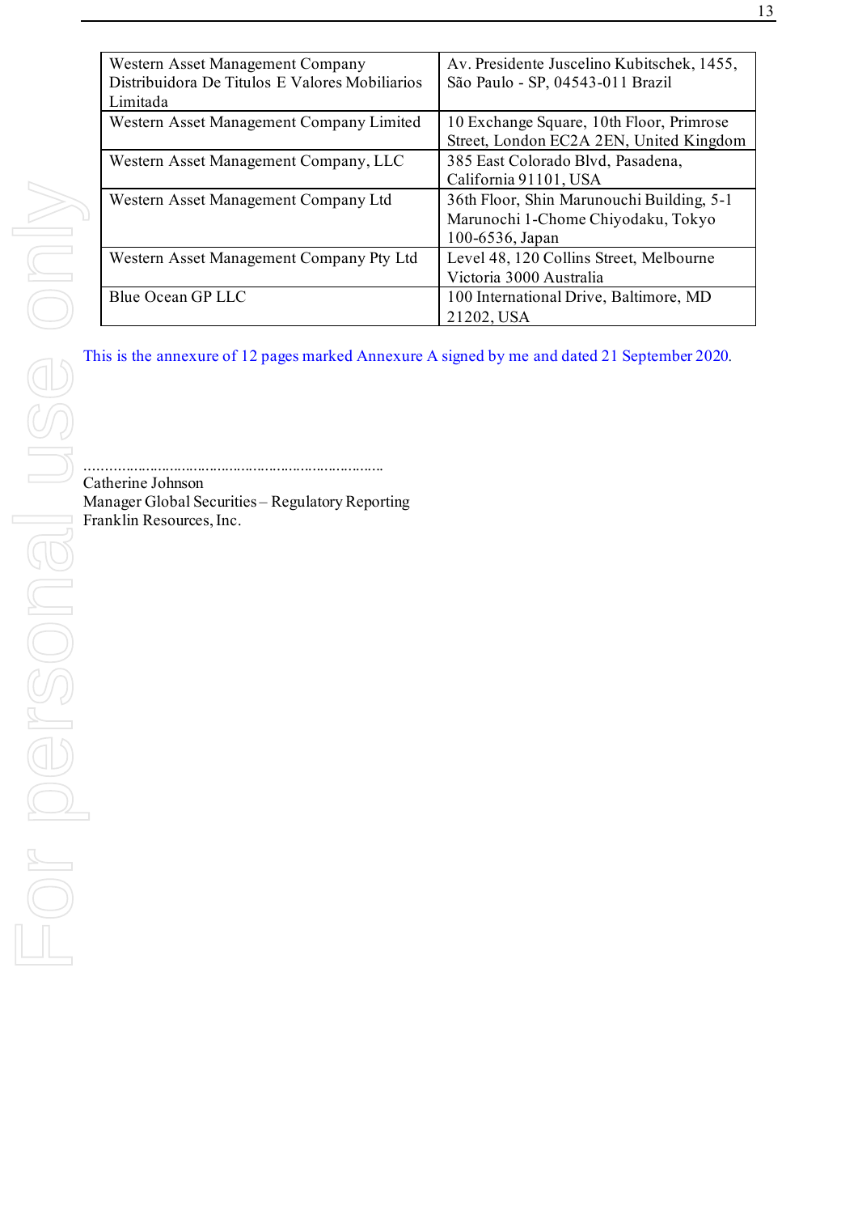| | |
|---|---|
| Western Asset Management Company Distribuidora De Titulos E Valores Mobiliarios Limitada | Av. Presidente Juscelino Kubitschek, 1455, São Paulo - SP, 04543-011 Brazil |
| Western Asset Management Company Limited | 10 Exchange Square, 10th Floor, Primrose Street, London EC2A 2EN, United Kingdom |
| Western Asset Management Company, LLC | 385 East Colorado Blvd, Pasadena, California 91101, USA |
| Western Asset Management Company Ltd | 36th Floor, Shin Marunouchi Building, 5-1 Marunochi 1-Chome Chiyodaku, Tokyo 100-6536, Japan |
| Western Asset Management Company Pty Ltd | Level 48, 120 Collins Street, Melbourne Victoria 3000 Australia |
| Blue Ocean GP LLC | 100 International Drive, Baltimore, MD 21202, USA |

This is the annexure of 12 pages marked Annexure A signed by me and dated 21 September 2020.

........................................................................

Catherine Johnson
Manager Global Securities – Regulatory Reporting
Franklin Resources, Inc.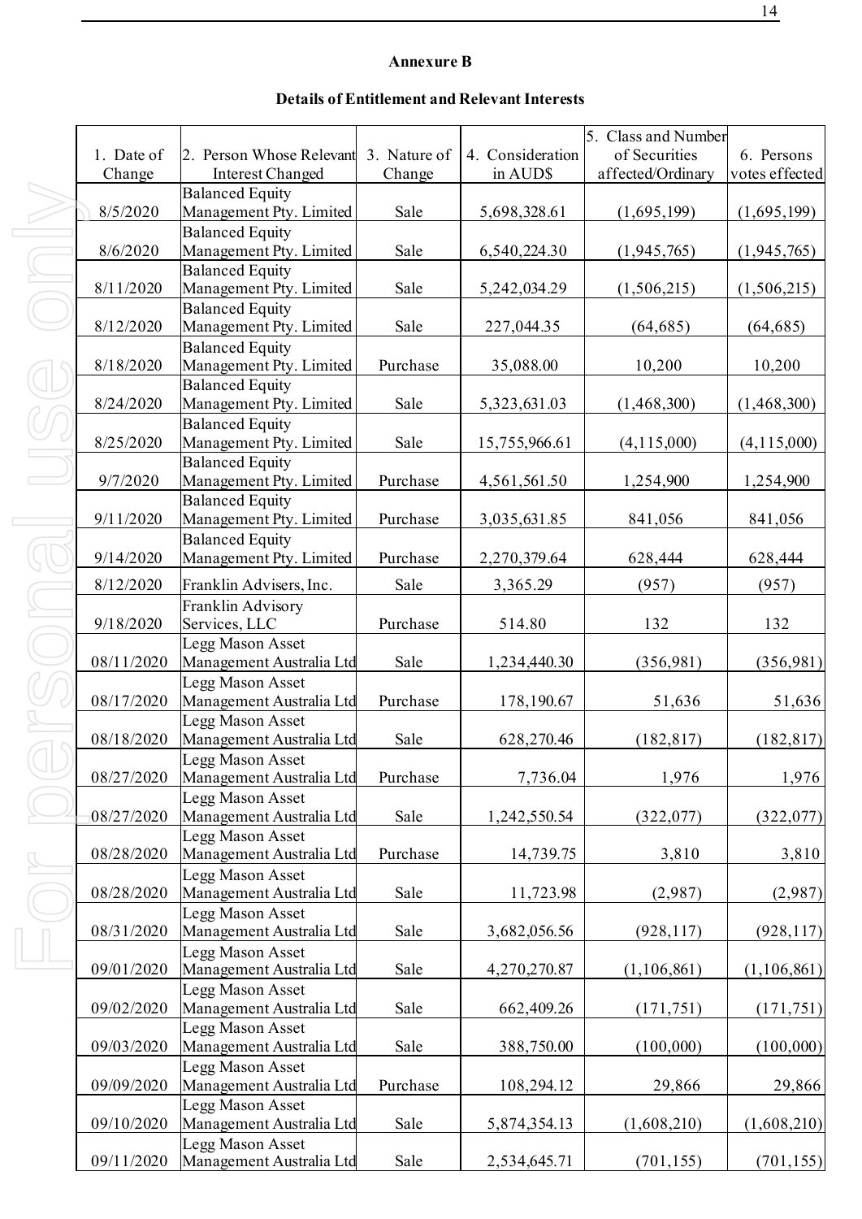**Annexure B**

**Details of Entitlement and Relevant Interests**

| 1. Date of Change | 2. Person Whose Relevant Interest Changed | 3. Nature of Change | 4. Consideration in AUD$ | 5. Class and Number of Securities affected/Ordinary | 6. Persons votes effected |
|---|---|---|---|---|---|
| 8/5/2020 | Balanced Equity Management Pty. Limited | Sale | 5,698,328.61 | (1,695,199) | (1,695,199) |
| 8/6/2020 | Balanced Equity Management Pty. Limited | Sale | 6,540,224.30 | (1,945,765) | (1,945,765) |
| 8/11/2020 | Balanced Equity Management Pty. Limited | Sale | 5,242,034.29 | (1,506,215) | (1,506,215) |
| 8/12/2020 | Balanced Equity Management Pty. Limited | Sale | 227,044.35 | (64,685) | (64,685) |
| 8/18/2020 | Balanced Equity Management Pty. Limited | Purchase | 35,088.00 | 10,200 | 10,200 |
| 8/24/2020 | Balanced Equity Management Pty. Limited | Sale | 5,323,631.03 | (1,468,300) | (1,468,300) |
| 8/25/2020 | Balanced Equity Management Pty. Limited | Sale | 15,755,966.61 | (4,115,000) | (4,115,000) |
| 9/7/2020 | Balanced Equity Management Pty. Limited | Purchase | 4,561,561.50 | 1,254,900 | 1,254,900 |
| 9/11/2020 | Balanced Equity Management Pty. Limited | Purchase | 3,035,631.85 | 841,056 | 841,056 |
| 9/14/2020 | Balanced Equity Management Pty. Limited | Purchase | 2,270,379.64 | 628,444 | 628,444 |
| 8/12/2020 | Franklin Advisers, Inc. | Sale | 3,365.29 | (957) | (957) |
| 9/18/2020 | Franklin Advisory Services, LLC | Purchase | 514.80 | 132 | 132 |
| 08/11/2020 | Legg Mason Asset Management Australia Ltd | Sale | 1,234,440.30 | (356,981) | (356,981) |
| 08/17/2020 | Legg Mason Asset Management Australia Ltd | Purchase | 178,190.67 | 51,636 | 51,636 |
| 08/18/2020 | Legg Mason Asset Management Australia Ltd | Sale | 628,270.46 | (182,817) | (182,817) |
| 08/27/2020 | Legg Mason Asset Management Australia Ltd | Purchase | 7,736.04 | 1,976 | 1,976 |
| 08/27/2020 | Legg Mason Asset Management Australia Ltd | Sale | 1,242,550.54 | (322,077) | (322,077) |
| 08/28/2020 | Legg Mason Asset Management Australia Ltd | Purchase | 14,739.75 | 3,810 | 3,810 |
| 08/28/2020 | Legg Mason Asset Management Australia Ltd | Sale | 11,723.98 | (2,987) | (2,987) |
| 08/31/2020 | Legg Mason Asset Management Australia Ltd | Sale | 3,682,056.56 | (928,117) | (928,117) |
| 09/01/2020 | Legg Mason Asset Management Australia Ltd | Sale | 4,270,270.87 | (1,106,861) | (1,106,861) |
| 09/02/2020 | Legg Mason Asset Management Australia Ltd | Sale | 662,409.26 | (171,751) | (171,751) |
| 09/03/2020 | Legg Mason Asset Management Australia Ltd | Sale | 388,750.00 | (100,000) | (100,000) |
| 09/09/2020 | Legg Mason Asset Management Australia Ltd | Purchase | 108,294.12 | 29,866 | 29,866 |
| 09/10/2020 | Legg Mason Asset Management Australia Ltd | Sale | 5,874,354.13 | (1,608,210) | (1,608,210) |
| 09/11/2020 | Legg Mason Asset Management Australia Ltd | Sale | 2,534,645.71 | (701,155) | (701,155) |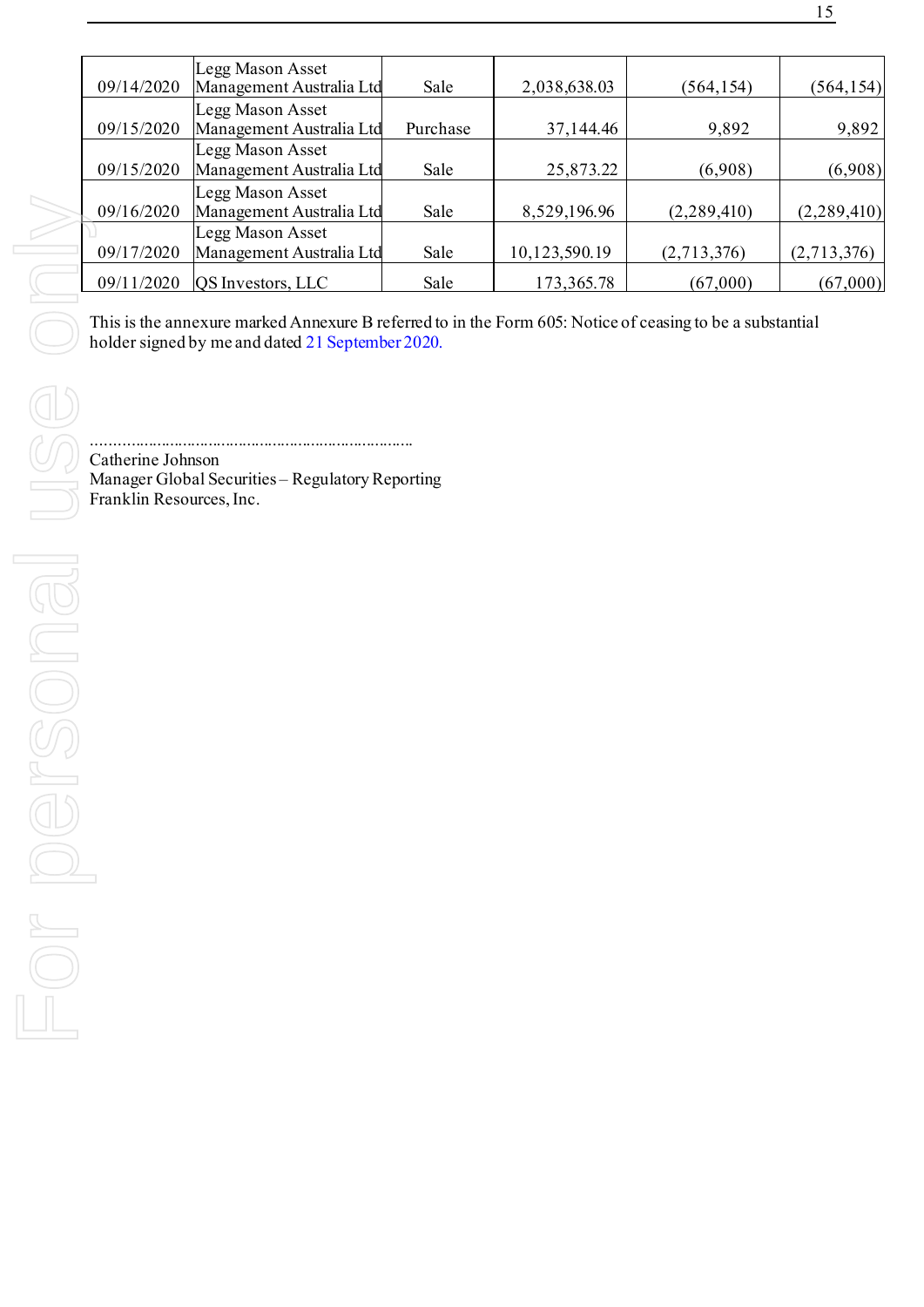| | | | | | |
|---|---|---|---|---|---|
| 09/14/2020 | Legg Mason Asset Management Australia Ltd | Sale | 2,038,638.03 | (564,154) | (564,154) |
| 09/15/2020 | Legg Mason Asset Management Australia Ltd | Purchase | 37,144.46 | 9,892 | 9,892 |
| 09/15/2020 | Legg Mason Asset Management Australia Ltd | Sale | 25,873.22 | (6,908) | (6,908) |
| 09/16/2020 | Legg Mason Asset Management Australia Ltd | Sale | 8,529,196.96 | (2,289,410) | (2,289,410) |
| 09/17/2020 | Legg Mason Asset Management Australia Ltd | Sale | 10,123,590.19 | (2,713,376) | (2,713,376) |
| 09/11/2020 | QS Investors, LLC | Sale | 173,365.78 | (67,000) | (67,000) |

This is the annexure marked Annexure B referred to in the Form 605: Notice of ceasing to be a substantial holder signed by me and dated 21 September 2020.

...........................................................................
Catherine Johnson
Manager Global Securities – Regulatory Reporting
Franklin Resources, Inc.